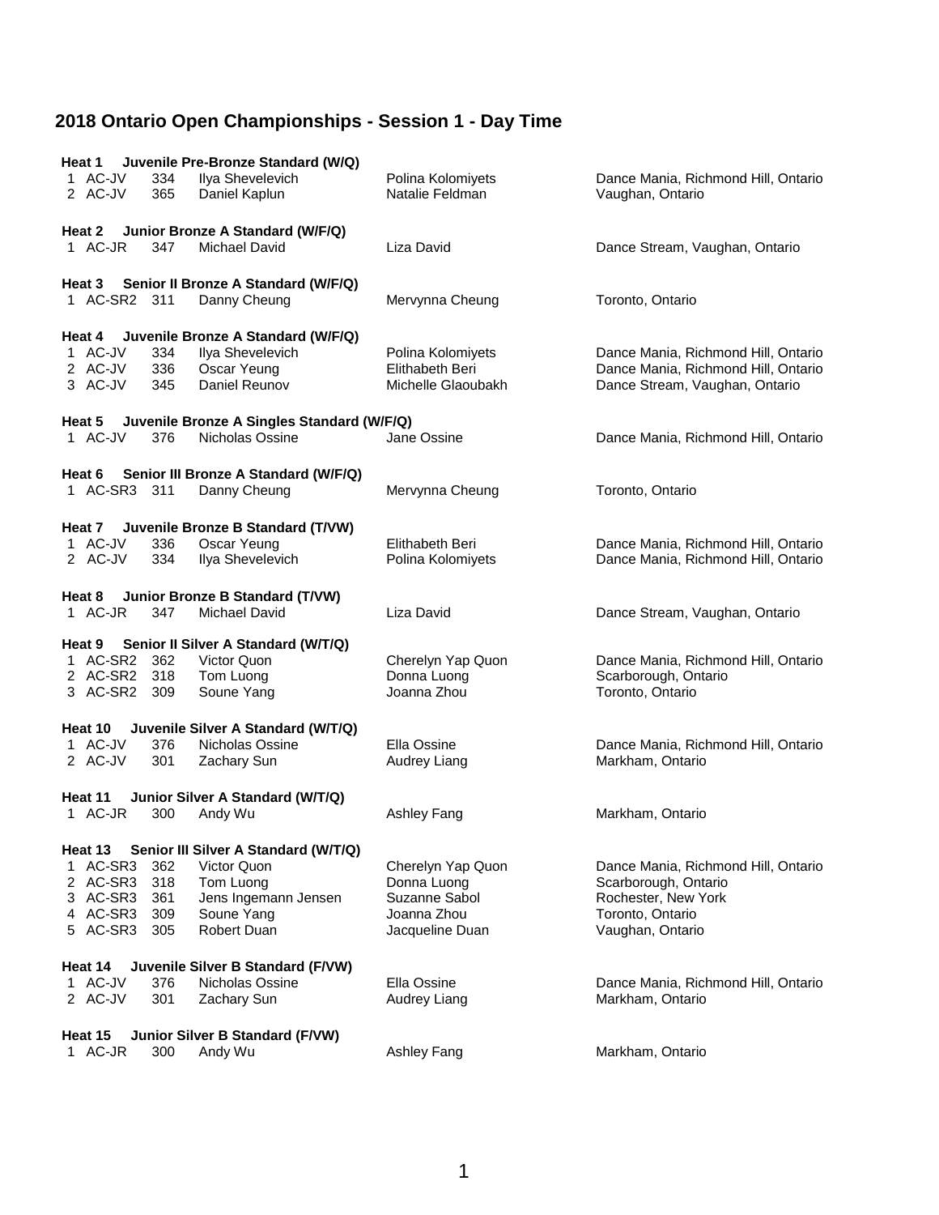# 2018 Ontario Open Championships - Session 1 - Day Time

**Heat 1 Juvenile Pre-Bronze Standard (W/Q)**

| | | | | | |
|---|---|---|---|---|---|
| 1 | AC-JV | 334 | Ilya Shevelevich | Polina Kolomiyets | Dance Mania, Richmond Hill, Ontario |
| 2 | AC-JV | 365 | Daniel Kaplun | Natalie Feldman | Vaughan, Ontario |

**Heat 2 Junior Bronze A Standard (W/F/Q)**

| | | | | | |
|---|---|---|---|---|---|
| 1 | AC-JR | 347 | Michael David | Liza David | Dance Stream, Vaughan, Ontario |

**Heat 3 Senior II Bronze A Standard (W/F/Q)**

| | | | | | |
|---|---|---|---|---|---|
| 1 | AC-SR2 | 311 | Danny Cheung | Mervynna Cheung | Toronto, Ontario |

**Heat 4 Juvenile Bronze A Standard (W/F/Q)**

| | | | | | |
|---|---|---|---|---|---|
| 1 | AC-JV | 334 | Ilya Shevelevich | Polina Kolomiyets | Dance Mania, Richmond Hill, Ontario |
| 2 | AC-JV | 336 | Oscar Yeung | Elithabeth Beri | Dance Mania, Richmond Hill, Ontario |
| 3 | AC-JV | 345 | Daniel Reunov | Michelle Glaoubakh | Dance Stream, Vaughan, Ontario |

**Heat 5 Juvenile Bronze A Singles Standard (W/F/Q)**

| | | | | | |
|---|---|---|---|---|---|
| 1 | AC-JV | 376 | Nicholas Ossine | Jane Ossine | Dance Mania, Richmond Hill, Ontario |

**Heat 6 Senior III Bronze A Standard (W/F/Q)**

| | | | | | |
|---|---|---|---|---|---|
| 1 | AC-SR3 | 311 | Danny Cheung | Mervynna Cheung | Toronto, Ontario |

**Heat 7 Juvenile Bronze B Standard (T/VW)**

| | | | | | |
|---|---|---|---|---|---|
| 1 | AC-JV | 336 | Oscar Yeung | Elithabeth Beri | Dance Mania, Richmond Hill, Ontario |
| 2 | AC-JV | 334 | Ilya Shevelevich | Polina Kolomiyets | Dance Mania, Richmond Hill, Ontario |

**Heat 8 Junior Bronze B Standard (T/VW)**

| | | | | | |
|---|---|---|---|---|---|
| 1 | AC-JR | 347 | Michael David | Liza David | Dance Stream, Vaughan, Ontario |

**Heat 9 Senior II Silver A Standard (W/T/Q)**

| | | | | | |
|---|---|---|---|---|---|
| 1 | AC-SR2 | 362 | Victor Quon | Cherelyn Yap Quon | Dance Mania, Richmond Hill, Ontario |
| 2 | AC-SR2 | 318 | Tom Luong | Donna Luong | Scarborough, Ontario |
| 3 | AC-SR2 | 309 | Soune Yang | Joanna Zhou | Toronto, Ontario |

**Heat 10 Juvenile Silver A Standard (W/T/Q)**

| | | | | | |
|---|---|---|---|---|---|
| 1 | AC-JV | 376 | Nicholas Ossine | Ella Ossine | Dance Mania, Richmond Hill, Ontario |
| 2 | AC-JV | 301 | Zachary Sun | Audrey Liang | Markham, Ontario |

**Heat 11 Junior Silver A Standard (W/T/Q)**

| | | | | | |
|---|---|---|---|---|---|
| 1 | AC-JR | 300 | Andy Wu | Ashley Fang | Markham, Ontario |

**Heat 13 Senior III Silver A Standard (W/T/Q)**

| | | | | | |
|---|---|---|---|---|---|
| 1 | AC-SR3 | 362 | Victor Quon | Cherelyn Yap Quon | Dance Mania, Richmond Hill, Ontario |
| 2 | AC-SR3 | 318 | Tom Luong | Donna Luong | Scarborough, Ontario |
| 3 | AC-SR3 | 361 | Jens Ingemann Jensen | Suzanne Sabol | Rochester, New York |
| 4 | AC-SR3 | 309 | Soune Yang | Joanna Zhou | Toronto, Ontario |
| 5 | AC-SR3 | 305 | Robert Duan | Jacqueline Duan | Vaughan, Ontario |

**Heat 14 Juvenile Silver B Standard (F/VW)**

| | | | | | |
|---|---|---|---|---|---|
| 1 | AC-JV | 376 | Nicholas Ossine | Ella Ossine | Dance Mania, Richmond Hill, Ontario |
| 2 | AC-JV | 301 | Zachary Sun | Audrey Liang | Markham, Ontario |

**Heat 15 Junior Silver B Standard (F/VW)**

| | | | | | |
|---|---|---|---|---|---|
| 1 | AC-JR | 300 | Andy Wu | Ashley Fang | Markham, Ontario |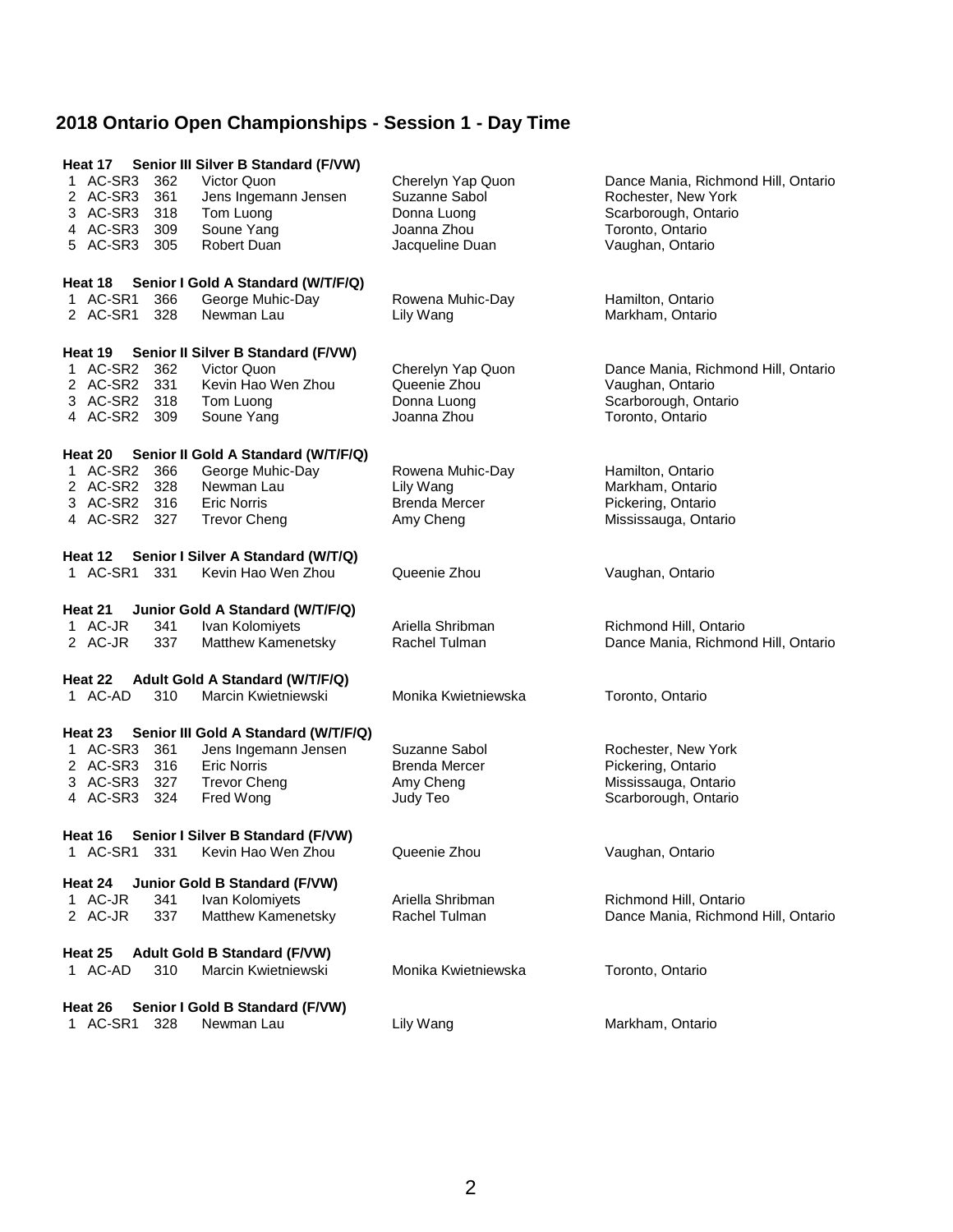# 2018 Ontario Open Championships - Session 1 - Day Time

**Heat 17 Senior III Silver B Standard (F/VW)**

| | | | | | |
|---|---|---|---|---|---|
| 1 | AC-SR3 | 362 | Victor Quon | Cherelyn Yap Quon | Dance Mania, Richmond Hill, Ontario |
| 2 | AC-SR3 | 361 | Jens Ingemann Jensen | Suzanne Sabol | Rochester, New York |
| 3 | AC-SR3 | 318 | Tom Luong | Donna Luong | Scarborough, Ontario |
| 4 | AC-SR3 | 309 | Soune Yang | Joanna Zhou | Toronto, Ontario |
| 5 | AC-SR3 | 305 | Robert Duan | Jacqueline Duan | Vaughan, Ontario |

**Heat 18 Senior I Gold A Standard (W/T/F/Q)**

| | | | | | |
|---|---|---|---|---|---|
| 1 | AC-SR1 | 366 | George Muhic-Day | Rowena Muhic-Day | Hamilton, Ontario |
| 2 | AC-SR1 | 328 | Newman Lau | Lily Wang | Markham, Ontario |

**Heat 19 Senior II Silver B Standard (F/VW)**

| | | | | | |
|---|---|---|---|---|---|
| 1 | AC-SR2 | 362 | Victor Quon | Cherelyn Yap Quon | Dance Mania, Richmond Hill, Ontario |
| 2 | AC-SR2 | 331 | Kevin Hao Wen Zhou | Queenie Zhou | Vaughan, Ontario |
| 3 | AC-SR2 | 318 | Tom Luong | Donna Luong | Scarborough, Ontario |
| 4 | AC-SR2 | 309 | Soune Yang | Joanna Zhou | Toronto, Ontario |

**Heat 20 Senior II Gold A Standard (W/T/F/Q)**

| | | | | | |
|---|---|---|---|---|---|
| 1 | AC-SR2 | 366 | George Muhic-Day | Rowena Muhic-Day | Hamilton, Ontario |
| 2 | AC-SR2 | 328 | Newman Lau | Lily Wang | Markham, Ontario |
| 3 | AC-SR2 | 316 | Eric Norris | Brenda Mercer | Pickering, Ontario |
| 4 | AC-SR2 | 327 | Trevor Cheng | Amy Cheng | Mississauga, Ontario |

**Heat 12 Senior I Silver A Standard (W/T/Q)**

| | | | | | |
|---|---|---|---|---|---|
| 1 | AC-SR1 | 331 | Kevin Hao Wen Zhou | Queenie Zhou | Vaughan, Ontario |

**Heat 21 Junior Gold A Standard (W/T/F/Q)**

| | | | | | |
|---|---|---|---|---|---|
| 1 | AC-JR | 341 | Ivan Kolomiyets | Ariella Shribman | Richmond Hill, Ontario |
| 2 | AC-JR | 337 | Matthew Kamenetsky | Rachel Tulman | Dance Mania, Richmond Hill, Ontario |

**Heat 22 Adult Gold A Standard (W/T/F/Q)**

| | | | | | |
|---|---|---|---|---|---|
| 1 | AC-AD | 310 | Marcin Kwietniewski | Monika Kwietniewska | Toronto, Ontario |

**Heat 23 Senior III Gold A Standard (W/T/F/Q)**

| | | | | | |
|---|---|---|---|---|---|
| 1 | AC-SR3 | 361 | Jens Ingemann Jensen | Suzanne Sabol | Rochester, New York |
| 2 | AC-SR3 | 316 | Eric Norris | Brenda Mercer | Pickering, Ontario |
| 3 | AC-SR3 | 327 | Trevor Cheng | Amy Cheng | Mississauga, Ontario |
| 4 | AC-SR3 | 324 | Fred Wong | Judy Teo | Scarborough, Ontario |

**Heat 16 Senior I Silver B Standard (F/VW)**

| | | | | | |
|---|---|---|---|---|---|
| 1 | AC-SR1 | 331 | Kevin Hao Wen Zhou | Queenie Zhou | Vaughan, Ontario |

**Heat 24 Junior Gold B Standard (F/VW)**

| | | | | | |
|---|---|---|---|---|---|
| 1 | AC-JR | 341 | Ivan Kolomiyets | Ariella Shribman | Richmond Hill, Ontario |
| 2 | AC-JR | 337 | Matthew Kamenetsky | Rachel Tulman | Dance Mania, Richmond Hill, Ontario |

**Heat 25 Adult Gold B Standard (F/VW)**

| | | | | | |
|---|---|---|---|---|---|
| 1 | AC-AD | 310 | Marcin Kwietniewski | Monika Kwietniewska | Toronto, Ontario |

**Heat 26 Senior I Gold B Standard (F/VW)**

| | | | | | |
|---|---|---|---|---|---|
| 1 | AC-SR1 | 328 | Newman Lau | Lily Wang | Markham, Ontario |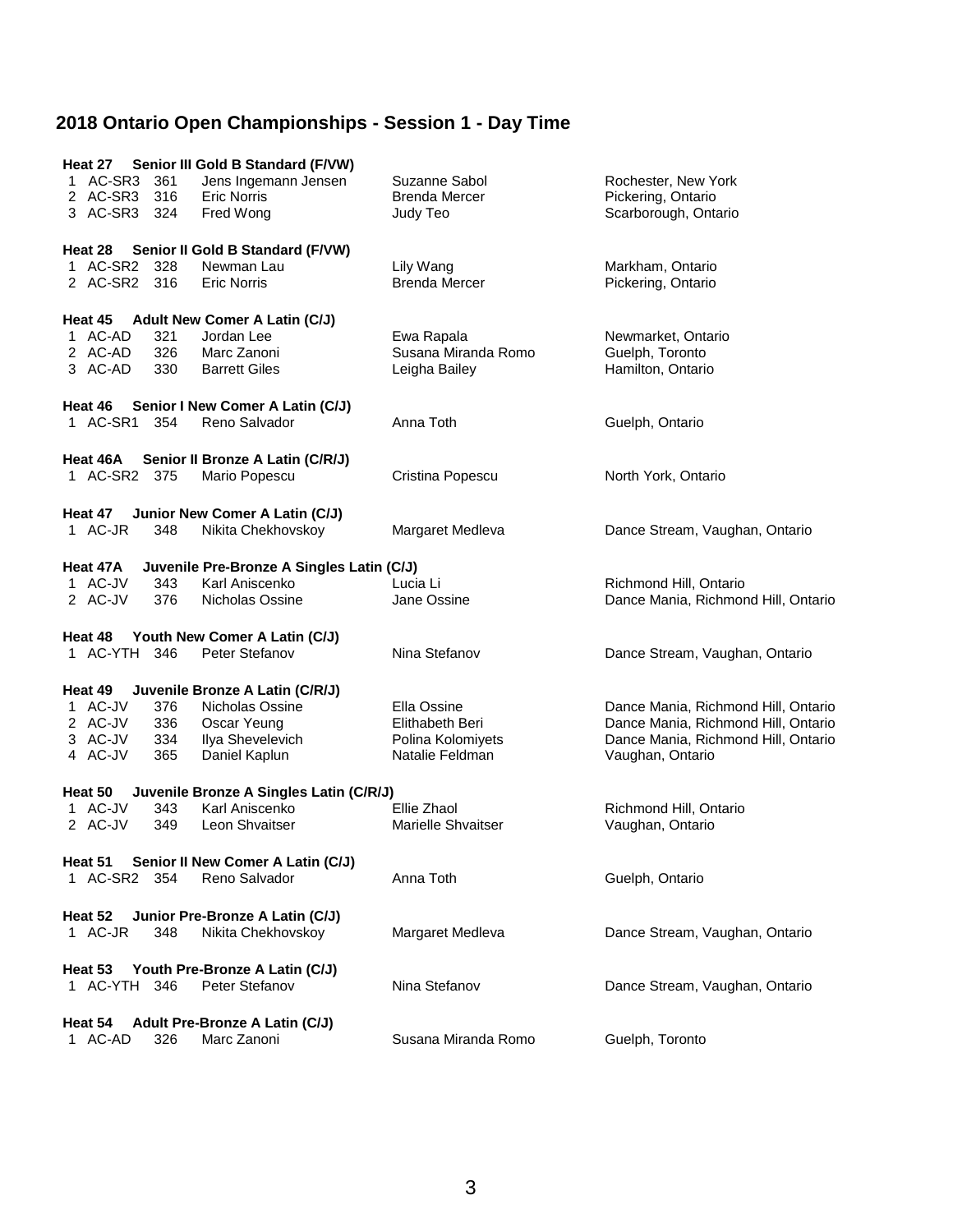# 2018 Ontario Open Championships - Session 1 - Day Time

**Heat 27 Senior III Gold B Standard (F/VW)**

| | | | | | |
|---|---|---|---|---|---|
| 1 | AC-SR3 | 361 | Jens Ingemann Jensen | Suzanne Sabol | Rochester, New York |
| 2 | AC-SR3 | 316 | Eric Norris | Brenda Mercer | Pickering, Ontario |
| 3 | AC-SR3 | 324 | Fred Wong | Judy Teo | Scarborough, Ontario |

**Heat 28 Senior II Gold B Standard (F/VW)**

| | | | | | |
|---|---|---|---|---|---|
| 1 | AC-SR2 | 328 | Newman Lau | Lily Wang | Markham, Ontario |
| 2 | AC-SR2 | 316 | Eric Norris | Brenda Mercer | Pickering, Ontario |

**Heat 45 Adult New Comer A Latin (C/J)**

| | | | | | |
|---|---|---|---|---|---|
| 1 | AC-AD | 321 | Jordan Lee | Ewa Rapala | Newmarket, Ontario |
| 2 | AC-AD | 326 | Marc Zanoni | Susana Miranda Romo | Guelph, Toronto |
| 3 | AC-AD | 330 | Barrett Giles | Leigha Bailey | Hamilton, Ontario |

**Heat 46 Senior I New Comer A Latin (C/J)**

| | | | | | |
|---|---|---|---|---|---|
| 1 | AC-SR1 | 354 | Reno Salvador | Anna Toth | Guelph, Ontario |

**Heat 46A Senior II Bronze A Latin (C/R/J)**

| | | | | | |
|---|---|---|---|---|---|
| 1 | AC-SR2 | 375 | Mario Popescu | Cristina Popescu | North York, Ontario |

**Heat 47 Junior New Comer A Latin (C/J)**

| | | | | | |
|---|---|---|---|---|---|
| 1 | AC-JR | 348 | Nikita Chekhovskoy | Margaret Medleva | Dance Stream, Vaughan, Ontario |

**Heat 47A Juvenile Pre-Bronze A Singles Latin (C/J)**

| | | | | | |
|---|---|---|---|---|---|
| 1 | AC-JV | 343 | Karl Aniscenko | Lucia Li | Richmond Hill, Ontario |
| 2 | AC-JV | 376 | Nicholas Ossine | Jane Ossine | Dance Mania, Richmond Hill, Ontario |

**Heat 48 Youth New Comer A Latin (C/J)**

| | | | | | |
|---|---|---|---|---|---|
| 1 | AC-YTH | 346 | Peter Stefanov | Nina Stefanov | Dance Stream, Vaughan, Ontario |

**Heat 49 Juvenile Bronze A Latin (C/R/J)**

| | | | | | |
|---|---|---|---|---|---|
| 1 | AC-JV | 376 | Nicholas Ossine | Ella Ossine | Dance Mania, Richmond Hill, Ontario |
| 2 | AC-JV | 336 | Oscar Yeung | Elithabeth Beri | Dance Mania, Richmond Hill, Ontario |
| 3 | AC-JV | 334 | Ilya Shevelevich | Polina Kolomiyets | Dance Mania, Richmond Hill, Ontario |
| 4 | AC-JV | 365 | Daniel Kaplun | Natalie Feldman | Vaughan, Ontario |

**Heat 50 Juvenile Bronze A Singles Latin (C/R/J)**

| | | | | | |
|---|---|---|---|---|---|
| 1 | AC-JV | 343 | Karl Aniscenko | Ellie Zhaol | Richmond Hill, Ontario |
| 2 | AC-JV | 349 | Leon Shvaitser | Marielle Shvaitser | Vaughan, Ontario |

**Heat 51 Senior II New Comer A Latin (C/J)**

| | | | | | |
|---|---|---|---|---|---|
| 1 | AC-SR2 | 354 | Reno Salvador | Anna Toth | Guelph, Ontario |

**Heat 52 Junior Pre-Bronze A Latin (C/J)**

| | | | | | |
|---|---|---|---|---|---|
| 1 | AC-JR | 348 | Nikita Chekhovskoy | Margaret Medleva | Dance Stream, Vaughan, Ontario |

**Heat 53 Youth Pre-Bronze A Latin (C/J)**

| | | | | | |
|---|---|---|---|---|---|
| 1 | AC-YTH | 346 | Peter Stefanov | Nina Stefanov | Dance Stream, Vaughan, Ontario |

**Heat 54 Adult Pre-Bronze A Latin (C/J)**

| | | | | | |
|---|---|---|---|---|---|
| 1 | AC-AD | 326 | Marc Zanoni | Susana Miranda Romo | Guelph, Toronto |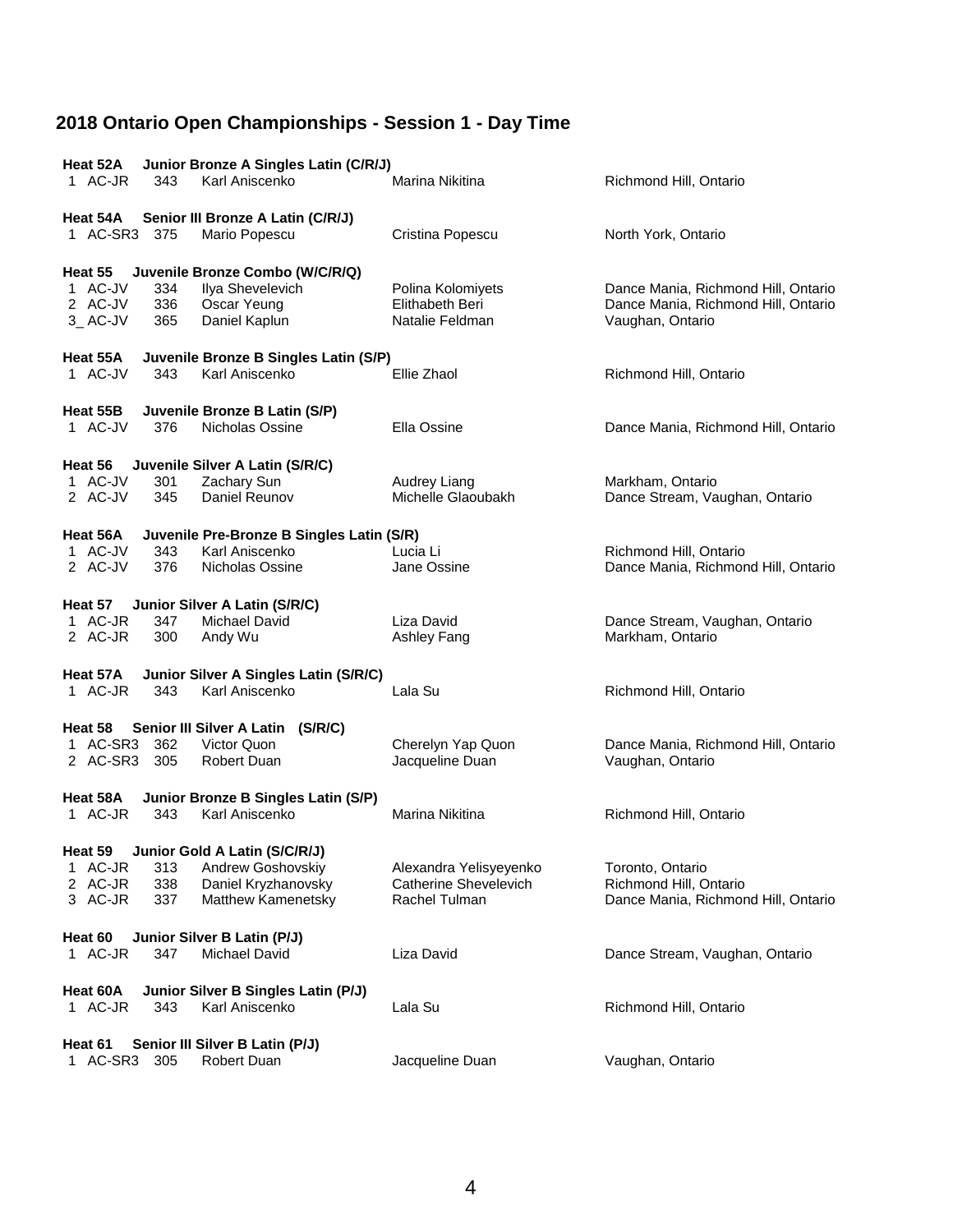# 2018 Ontario Open Championships - Session 1 - Day Time

**Heat 52A Junior Bronze A Singles Latin (C/R/J)**

| | | | | |
|---|---|---|---|---|
| 1 AC-JR | 343 | Karl Aniscenko | Marina Nikitina | Richmond Hill, Ontario |

**Heat 54A Senior III Bronze A Latin (C/R/J)**

| | | | | |
|---|---|---|---|---|
| 1 AC-SR3 | 375 | Mario Popescu | Cristina Popescu | North York, Ontario |

**Heat 55 Juvenile Bronze Combo (W/C/R/Q)**

| | | | | |
|---|---|---|---|---|
| 1 AC-JV | 334 | Ilya Shevelevich | Polina Kolomiyets | Dance Mania, Richmond Hill, Ontario |
| 2 AC-JV | 336 | Oscar Yeung | Elithabeth Beri | Dance Mania, Richmond Hill, Ontario |
| 3_ AC-JV | 365 | Daniel Kaplun | Natalie Feldman | Vaughan, Ontario |

**Heat 55A Juvenile Bronze B Singles Latin (S/P)**

| | | | | |
|---|---|---|---|---|
| 1 AC-JV | 343 | Karl Aniscenko | Ellie Zhaol | Richmond Hill, Ontario |

**Heat 55B Juvenile Bronze B Latin (S/P)**

| | | | | |
|---|---|---|---|---|
| 1 AC-JV | 376 | Nicholas Ossine | Ella Ossine | Dance Mania, Richmond Hill, Ontario |

**Heat 56 Juvenile Silver A Latin (S/R/C)**

| | | | | |
|---|---|---|---|---|
| 1 AC-JV | 301 | Zachary Sun | Audrey Liang | Markham, Ontario |
| 2 AC-JV | 345 | Daniel Reunov | Michelle Glaoubakh | Dance Stream, Vaughan, Ontario |

**Heat 56A Juvenile Pre-Bronze B Singles Latin (S/R)**

| | | | | |
|---|---|---|---|---|
| 1 AC-JV | 343 | Karl Aniscenko | Lucia Li | Richmond Hill, Ontario |
| 2 AC-JV | 376 | Nicholas Ossine | Jane Ossine | Dance Mania, Richmond Hill, Ontario |

**Heat 57 Junior Silver A Latin (S/R/C)**

| | | | | |
|---|---|---|---|---|
| 1 AC-JR | 347 | Michael David | Liza David | Dance Stream, Vaughan, Ontario |
| 2 AC-JR | 300 | Andy Wu | Ashley Fang | Markham, Ontario |

**Heat 57A Junior Silver A Singles Latin (S/R/C)**

| | | | | |
|---|---|---|---|---|
| 1 AC-JR | 343 | Karl Aniscenko | Lala Su | Richmond Hill, Ontario |

**Heat 58 Senior III Silver A Latin (S/R/C)**

| | | | | |
|---|---|---|---|---|
| 1 AC-SR3 | 362 | Victor Quon | Cherelyn Yap Quon | Dance Mania, Richmond Hill, Ontario |
| 2 AC-SR3 | 305 | Robert Duan | Jacqueline Duan | Vaughan, Ontario |

**Heat 58A Junior Bronze B Singles Latin (S/P)**

| | | | | |
|---|---|---|---|---|
| 1 AC-JR | 343 | Karl Aniscenko | Marina Nikitina | Richmond Hill, Ontario |

**Heat 59 Junior Gold A Latin (S/C/R/J)**

| | | | | |
|---|---|---|---|---|
| 1 AC-JR | 313 | Andrew Goshovskiy | Alexandra Yelisyeyenko | Toronto, Ontario |
| 2 AC-JR | 338 | Daniel Kryzhanovsky | Catherine Shevelevich | Richmond Hill, Ontario |
| 3 AC-JR | 337 | Matthew Kamenetsky | Rachel Tulman | Dance Mania, Richmond Hill, Ontario |

**Heat 60 Junior Silver B Latin (P/J)**

| | | | | |
|---|---|---|---|---|
| 1 AC-JR | 347 | Michael David | Liza David | Dance Stream, Vaughan, Ontario |

**Heat 60A Junior Silver B Singles Latin (P/J)**

| | | | | |
|---|---|---|---|---|
| 1 AC-JR | 343 | Karl Aniscenko | Lala Su | Richmond Hill, Ontario |

**Heat 61 Senior III Silver B Latin (P/J)**

| | | | | |
|---|---|---|---|---|
| 1 AC-SR3 | 305 | Robert Duan | Jacqueline Duan | Vaughan, Ontario |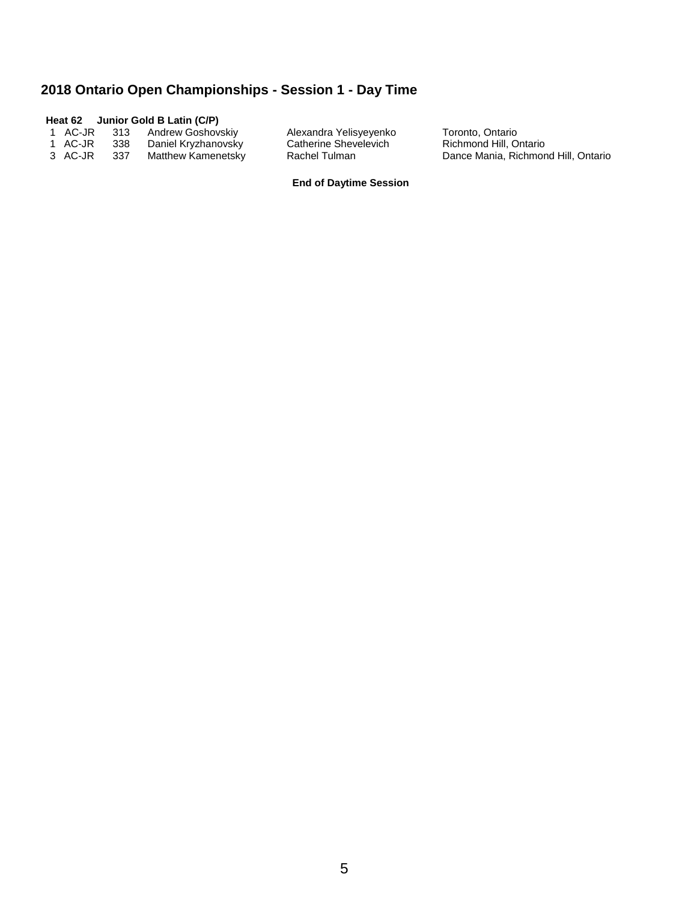## 2018 Ontario Open Championships - Session 1 - Day Time

**Heat 62 Junior Gold B Latin (C/P)**

| | | | | | |
|---|---|---|---|---|---|
| 1 | AC-JR | 313 | Andrew Goshovskiy | Alexandra Yelisyeyenko | Toronto, Ontario |
| 1 | AC-JR | 338 | Daniel Kryzhanovsky | Catherine Shevelevich | Richmond Hill, Ontario |
| 3 | AC-JR | 337 | Matthew Kamenetsky | Rachel Tulman | Dance Mania, Richmond Hill, Ontario |

**End of Daytime Session**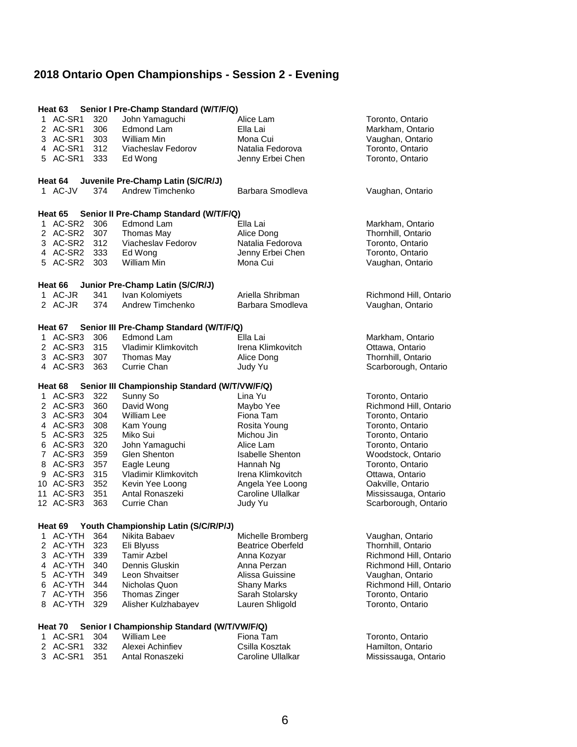# 2018 Ontario Open Championships - Session 2 - Evening

### Heat 63 Senior I Pre-Champ Standard (W/T/F/Q)

| | | | | | |
|---|---|---|---|---|---|
| 1 | AC-SR1 | 320 | John Yamaguchi | Alice Lam | Toronto, Ontario |
| 2 | AC-SR1 | 306 | Edmond Lam | Ella Lai | Markham, Ontario |
| 3 | AC-SR1 | 303 | William Min | Mona Cui | Vaughan, Ontario |
| 4 | AC-SR1 | 312 | Viacheslav Fedorov | Natalia Fedorova | Toronto, Ontario |
| 5 | AC-SR1 | 333 | Ed Wong | Jenny Erbei Chen | Toronto, Ontario |

### Heat 64 Juvenile Pre-Champ Latin (S/C/R/J)

| | | | | | |
|---|---|---|---|---|---|
| 1 | AC-JV | 374 | Andrew Timchenko | Barbara Smodleva | Vaughan, Ontario |

### Heat 65 Senior II Pre-Champ Standard (W/T/F/Q)

| | | | | | |
|---|---|---|---|---|---|
| 1 | AC-SR2 | 306 | Edmond Lam | Ella Lai | Markham, Ontario |
| 2 | AC-SR2 | 307 | Thomas May | Alice Dong | Thornhill, Ontario |
| 3 | AC-SR2 | 312 | Viacheslav Fedorov | Natalia Fedorova | Toronto, Ontario |
| 4 | AC-SR2 | 333 | Ed Wong | Jenny Erbei Chen | Toronto, Ontario |
| 5 | AC-SR2 | 303 | William Min | Mona Cui | Vaughan, Ontario |

### Heat 66 Junior Pre-Champ Latin (S/C/R/J)

| | | | | | |
|---|---|---|---|---|---|
| 1 | AC-JR | 341 | Ivan Kolomiyets | Ariella Shribman | Richmond Hill, Ontario |
| 2 | AC-JR | 374 | Andrew Timchenko | Barbara Smodleva | Vaughan, Ontario |

### Heat 67 Senior III Pre-Champ Standard (W/T/F/Q)

| | | | | | |
|---|---|---|---|---|---|
| 1 | AC-SR3 | 306 | Edmond Lam | Ella Lai | Markham, Ontario |
| 2 | AC-SR3 | 315 | Vladimir Klimkovitch | Irena Klimkovitch | Ottawa, Ontario |
| 3 | AC-SR3 | 307 | Thomas May | Alice Dong | Thornhill, Ontario |
| 4 | AC-SR3 | 363 | Currie Chan | Judy Yu | Scarborough, Ontario |

### Heat 68 Senior III Championship Standard (W/T/VW/F/Q)

| | | | | | |
|---|---|---|---|---|---|
| 1 | AC-SR3 | 322 | Sunny So | Lina Yu | Toronto, Ontario |
| 2 | AC-SR3 | 360 | David Wong | Maybo Yee | Richmond Hill, Ontario |
| 3 | AC-SR3 | 304 | William Lee | Fiona Tam | Toronto, Ontario |
| 4 | AC-SR3 | 308 | Kam Young | Rosita Young | Toronto, Ontario |
| 5 | AC-SR3 | 325 | Miko Sui | Michou Jin | Toronto, Ontario |
| 6 | AC-SR3 | 320 | John Yamaguchi | Alice Lam | Toronto, Ontario |
| 7 | AC-SR3 | 359 | Glen Shenton | Isabelle Shenton | Woodstock, Ontario |
| 8 | AC-SR3 | 357 | Eagle Leung | Hannah Ng | Toronto, Ontario |
| 9 | AC-SR3 | 315 | Vladimir Klimkovitch | Irena Klimkovitch | Ottawa, Ontario |
| 10 | AC-SR3 | 352 | Kevin Yee Loong | Angela Yee Loong | Oakville, Ontario |
| 11 | AC-SR3 | 351 | Antal Ronaszeki | Caroline Ullalkar | Mississauga, Ontario |
| 12 | AC-SR3 | 363 | Currie Chan | Judy Yu | Scarborough, Ontario |

### Heat 69 Youth Championship Latin (S/C/R/P/J)

| | | | | | |
|---|---|---|---|---|---|
| 1 | AC-YTH | 364 | Nikita Babaev | Michelle Bromberg | Vaughan, Ontario |
| 2 | AC-YTH | 323 | Eli Blyuss | Beatrice Oberfeld | Thornhill, Ontario |
| 3 | AC-YTH | 339 | Tamir Azbel | Anna Kozyar | Richmond Hill, Ontario |
| 4 | AC-YTH | 340 | Dennis Gluskin | Anna Perzan | Richmond Hill, Ontario |
| 5 | AC-YTH | 349 | Leon Shvaitser | Alissa Guissine | Vaughan, Ontario |
| 6 | AC-YTH | 344 | Nicholas Quon | Shany Marks | Richmond Hill, Ontario |
| 7 | AC-YTH | 356 | Thomas Zinger | Sarah Stolarsky | Toronto, Ontario |
| 8 | AC-YTH | 329 | Alisher Kulzhabayev | Lauren Shligold | Toronto, Ontario |

### Heat 70 Senior I Championship Standard (W/T/VW/F/Q)

| | | | | | |
|---|---|---|---|---|---|
| 1 | AC-SR1 | 304 | William Lee | Fiona Tam | Toronto, Ontario |
| 2 | AC-SR1 | 332 | Alexei Achinfiev | Csilla Kosztak | Hamilton, Ontario |
| 3 | AC-SR1 | 351 | Antal Ronaszeki | Caroline Ullalkar | Mississauga, Ontario |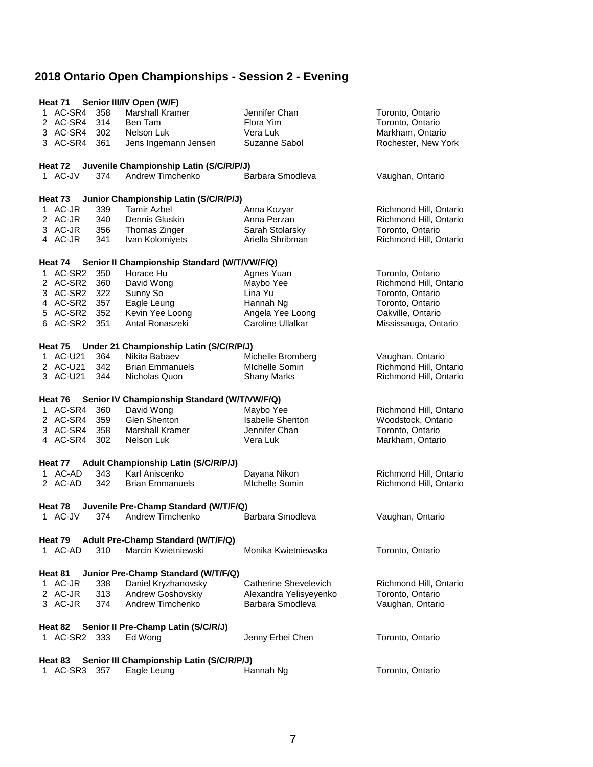# 2018 Ontario Open Championships - Session 2 - Evening

**Heat 71 Senior III/IV Open (W/F)**

| | | | | | |
|---|---|---|---|---|---|
| 1 | AC-SR4 | 358 | Marshall Kramer | Jennifer Chan | Toronto, Ontario |
| 2 | AC-SR4 | 314 | Ben Tam | Flora Yim | Toronto, Ontario |
| 3 | AC-SR4 | 302 | Nelson Luk | Vera Luk | Markham, Ontario |
| 3 | AC-SR4 | 361 | Jens Ingemann Jensen | Suzanne Sabol | Rochester, New York |

**Heat 72 Juvenile Championship Latin (S/C/R/P/J)**

| | | | | | |
|---|---|---|---|---|---|
| 1 | AC-JV | 374 | Andrew Timchenko | Barbara Smodleva | Vaughan, Ontario |

**Heat 73 Junior Championship Latin (S/C/R/P/J)**

| | | | | | |
|---|---|---|---|---|---|
| 1 | AC-JR | 339 | Tamir Azbel | Anna Kozyar | Richmond Hill, Ontario |
| 2 | AC-JR | 340 | Dennis Gluskin | Anna Perzan | Richmond Hill, Ontario |
| 3 | AC-JR | 356 | Thomas Zinger | Sarah Stolarsky | Toronto, Ontario |
| 4 | AC-JR | 341 | Ivan Kolomiyets | Ariella Shribman | Richmond Hill, Ontario |

**Heat 74 Senior II Championship Standard (W/T/VW/F/Q)**

| | | | | | |
|---|---|---|---|---|---|
| 1 | AC-SR2 | 350 | Horace Hu | Agnes Yuan | Toronto, Ontario |
| 2 | AC-SR2 | 360 | David Wong | Maybo Yee | Richmond Hill, Ontario |
| 3 | AC-SR2 | 322 | Sunny So | Lina Yu | Toronto, Ontario |
| 4 | AC-SR2 | 357 | Eagle Leung | Hannah Ng | Toronto, Ontario |
| 5 | AC-SR2 | 352 | Kevin Yee Loong | Angela Yee Loong | Oakville, Ontario |
| 6 | AC-SR2 | 351 | Antal Ronaszeki | Caroline Ullalkar | Mississauga, Ontario |

**Heat 75 Under 21 Championship Latin (S/C/R/P/J)**

| | | | | | |
|---|---|---|---|---|---|
| 1 | AC-U21 | 364 | Nikita Babaev | Michelle Bromberg | Vaughan, Ontario |
| 2 | AC-U21 | 342 | Brian Emmanuels | MIchelle Somin | Richmond Hill, Ontario |
| 3 | AC-U21 | 344 | Nicholas Quon | Shany Marks | Richmond Hill, Ontario |

**Heat 76 Senior IV Championship Standard (W/T/VW/F/Q)**

| | | | | | |
|---|---|---|---|---|---|
| 1 | AC-SR4 | 360 | David Wong | Maybo Yee | Richmond Hill, Ontario |
| 2 | AC-SR4 | 359 | Glen Shenton | Isabelle Shenton | Woodstock, Ontario |
| 3 | AC-SR4 | 358 | Marshall Kramer | Jennifer Chan | Toronto, Ontario |
| 4 | AC-SR4 | 302 | Nelson Luk | Vera Luk | Markham, Ontario |

**Heat 77 Adult Championship Latin (S/C/R/P/J)**

| | | | | | |
|---|---|---|---|---|---|
| 1 | AC-AD | 343 | Karl Aniscenko | Dayana Nikon | Richmond Hill, Ontario |
| 2 | AC-AD | 342 | Brian Emmanuels | MIchelle Somin | Richmond Hill, Ontario |

**Heat 78 Juvenile Pre-Champ Standard (W/T/F/Q)**

| | | | | | |
|---|---|---|---|---|---|
| 1 | AC-JV | 374 | Andrew Timchenko | Barbara Smodleva | Vaughan, Ontario |

**Heat 79 Adult Pre-Champ Standard (W/T/F/Q)**

| | | | | | |
|---|---|---|---|---|---|
| 1 | AC-AD | 310 | Marcin Kwietniewski | Monika Kwietniewska | Toronto, Ontario |

**Heat 81 Junior Pre-Champ Standard (W/T/F/Q)**

| | | | | | |
|---|---|---|---|---|---|
| 1 | AC-JR | 338 | Daniel Kryzhanovsky | Catherine Shevelevich | Richmond Hill, Ontario |
| 2 | AC-JR | 313 | Andrew Goshovskiy | Alexandra Yelisyeyenko | Toronto, Ontario |
| 3 | AC-JR | 374 | Andrew Timchenko | Barbara Smodleva | Vaughan, Ontario |

**Heat 82 Senior II Pre-Champ Latin (S/C/R/J)**

| | | | | | |
|---|---|---|---|---|---|
| 1 | AC-SR2 | 333 | Ed Wong | Jenny Erbei Chen | Toronto, Ontario |

**Heat 83 Senior III Championship Latin (S/C/R/P/J)**

| | | | | | |
|---|---|---|---|---|---|
| 1 | AC-SR3 | 357 | Eagle Leung | Hannah Ng | Toronto, Ontario |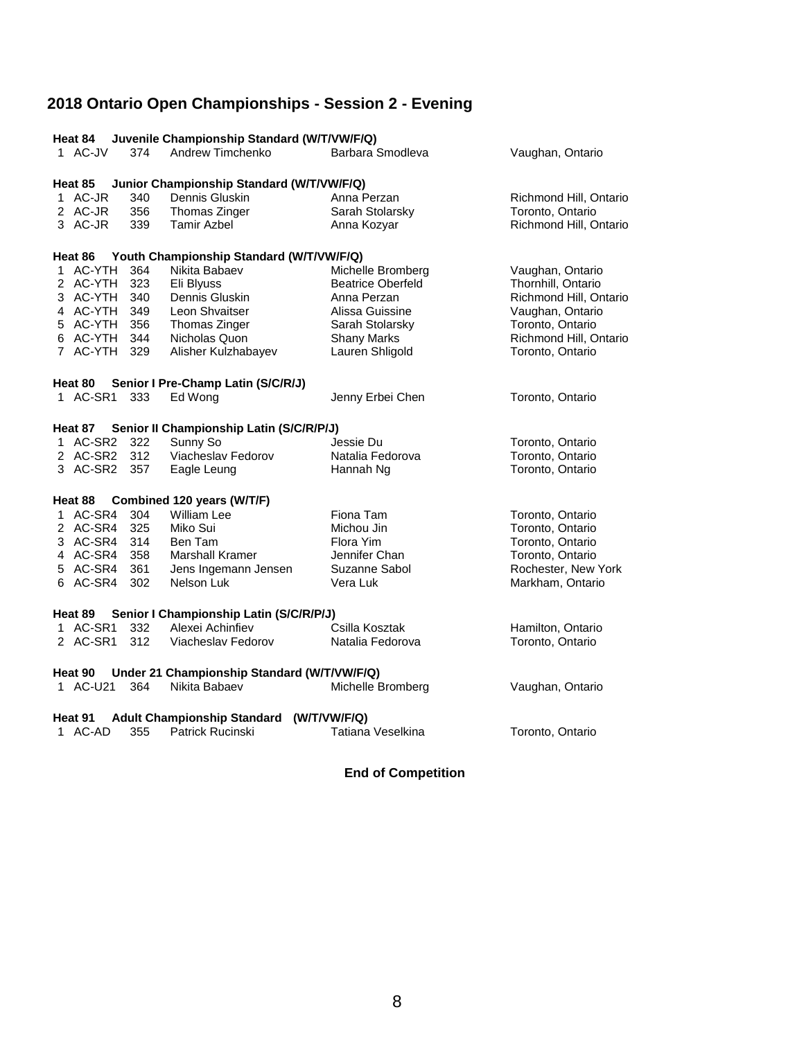# 2018 Ontario Open Championships - Session 2 - Evening

**Heat 84 Juvenile Championship Standard (W/T/VW/F/Q)**

| | | | | | |
|---|---|---|---|---|---|
| 1 | AC-JV | 374 | Andrew Timchenko | Barbara Smodleva | Vaughan, Ontario |

**Heat 85 Junior Championship Standard (W/T/VW/F/Q)**

| | | | | | |
|---|---|---|---|---|---|
| 1 | AC-JR | 340 | Dennis Gluskin | Anna Perzan | Richmond Hill, Ontario |
| 2 | AC-JR | 356 | Thomas Zinger | Sarah Stolarsky | Toronto, Ontario |
| 3 | AC-JR | 339 | Tamir Azbel | Anna Kozyar | Richmond Hill, Ontario |

**Heat 86 Youth Championship Standard (W/T/VW/F/Q)**

| | | | | | |
|---|---|---|---|---|---|
| 1 | AC-YTH | 364 | Nikita Babaev | Michelle Bromberg | Vaughan, Ontario |
| 2 | AC-YTH | 323 | Eli Blyuss | Beatrice Oberfeld | Thornhill, Ontario |
| 3 | AC-YTH | 340 | Dennis Gluskin | Anna Perzan | Richmond Hill, Ontario |
| 4 | AC-YTH | 349 | Leon Shvaitser | Alissa Guissine | Vaughan, Ontario |
| 5 | AC-YTH | 356 | Thomas Zinger | Sarah Stolarsky | Toronto, Ontario |
| 6 | AC-YTH | 344 | Nicholas Quon | Shany Marks | Richmond Hill, Ontario |
| 7 | AC-YTH | 329 | Alisher Kulzhabayev | Lauren Shligold | Toronto, Ontario |

**Heat 80 Senior I Pre-Champ Latin (S/C/R/J)**

| | | | | | |
|---|---|---|---|---|---|
| 1 | AC-SR1 | 333 | Ed Wong | Jenny Erbei Chen | Toronto, Ontario |

**Heat 87 Senior II Championship Latin (S/C/R/P/J)**

| | | | | | |
|---|---|---|---|---|---|
| 1 | AC-SR2 | 322 | Sunny So | Jessie Du | Toronto, Ontario |
| 2 | AC-SR2 | 312 | Viacheslav Fedorov | Natalia Fedorova | Toronto, Ontario |
| 3 | AC-SR2 | 357 | Eagle Leung | Hannah Ng | Toronto, Ontario |

**Heat 88 Combined 120 years (W/T/F)**

| | | | | | |
|---|---|---|---|---|---|
| 1 | AC-SR4 | 304 | William Lee | Fiona Tam | Toronto, Ontario |
| 2 | AC-SR4 | 325 | Miko Sui | Michou Jin | Toronto, Ontario |
| 3 | AC-SR4 | 314 | Ben Tam | Flora Yim | Toronto, Ontario |
| 4 | AC-SR4 | 358 | Marshall Kramer | Jennifer Chan | Toronto, Ontario |
| 5 | AC-SR4 | 361 | Jens Ingemann Jensen | Suzanne Sabol | Rochester, New York |
| 6 | AC-SR4 | 302 | Nelson Luk | Vera Luk | Markham, Ontario |

**Heat 89 Senior I Championship Latin (S/C/R/P/J)**

| | | | | | |
|---|---|---|---|---|---|
| 1 | AC-SR1 | 332 | Alexei Achinfiev | Csilla Kosztak | Hamilton, Ontario |
| 2 | AC-SR1 | 312 | Viacheslav Fedorov | Natalia Fedorova | Toronto, Ontario |

**Heat 90 Under 21 Championship Standard (W/T/VW/F/Q)**

| | | | | | |
|---|---|---|---|---|---|
| 1 | AC-U21 | 364 | Nikita Babaev | Michelle Bromberg | Vaughan, Ontario |

**Heat 91 Adult Championship Standard (W/T/VW/F/Q)**

| | | | | | |
|---|---|---|---|---|---|
| 1 | AC-AD | 355 | Patrick Rucinski | Tatiana Veselkina | Toronto, Ontario |

**End of Competition**